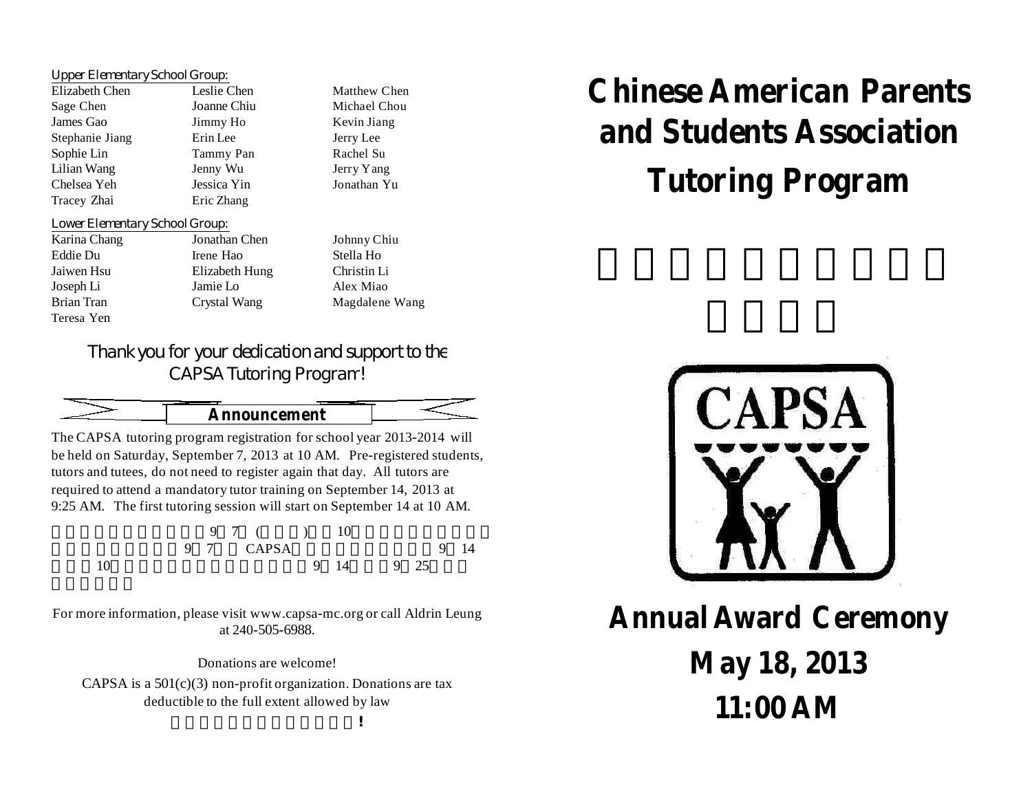Upper Elementary School Group:

| | | |
|---|---|---|
| Elizabeth Chen | Leslie Chen | Matthew Chen |
| Sage Chen | Joanne Chiu | Michael Chou |
| James Gao | Jimmy Ho | Kevin Jiang |
| Stephanie Jiang | Erin Lee | Jerry Lee |
| Sophie Lin | Tammy Pan | Rachel Su |
| Lilian Wang | Jenny Wu | Jerry Yang |
| Chelsea Yeh | Jessica Yin | Jonathan Yu |
| Tracey Zhai | Eric Zhang | |

Lower Elementary School Group:

| | | |
|---|---|---|
| Karina Chang | Jonathan Chen | Johnny Chiu |
| Eddie Du | Irene Hao | Stella Ho |
| Jaiwen Hsu | Elizabeth Hung | Christin Li |
| Joseph Li | Jamie Lo | Alex Miao |
| Brian Tran | Crystal Wang | Magdalene Wang |
| Teresa Yen | | |

Thank you for your dedication and support to the CAPSA Tutoring Program!

## Announcement

The CAPSA tutoring program registration for school year 2013-2014 will be held on Saturday, September 7, 2013 at 10 AM. Pre-registered students, tutors and tutees, do not need to register again that day. All tutors are required to attend a mandatory tutor training on September 14, 2013 at 9:25 AM. The first tutoring session will start on September 14 at 10 AM.

For more information, please visit www.capsa-mc.org or call Aldrin Leung at 240-505-6988.

Donations are welcome!

CAPSA is a 501(c)(3) non-profit organization. Donations are tax deductible to the full extent allowed by law

# Chinese American Parents and Students Association Tutoring Program

## Annual Award Ceremony

## May 18, 2013

## 11:00 AM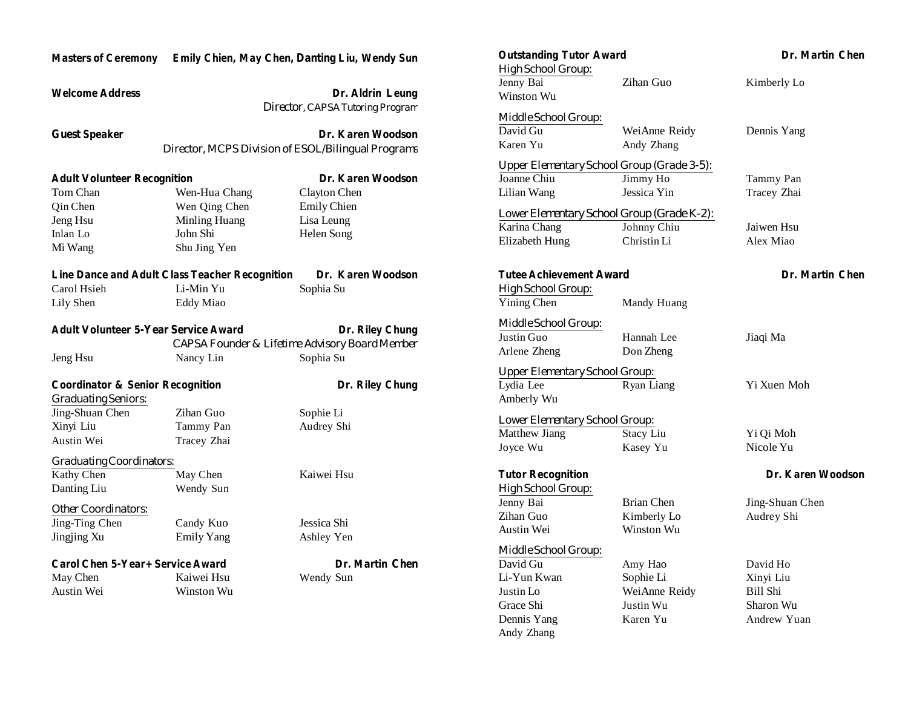**Masters of Ceremony** **Emily Chien, May Chen, Danting Liu, Wendy Sun**

**Welcome Address** **Dr. Aldrin Leung**
Director, CAPSA Tutoring Program

**Guest Speaker** **Dr. Karen Woodson**
Director, MCPS Division of ESOL/Bilingual Programs

**Adult Volunteer Recognition** **Dr. Karen Woodson**

| | | |
|---|---|---|
| Tom Chan | Wen-Hua Chang | Clayton Chen |
| Qin Chen | Wen Qing Chen | Emily Chien |
| Jeng Hsu | Minling Huang | Lisa Leung |
| Inlan Lo | John Shi | Helen Song |
| Mi Wang | Shu Jing Yen | |

**Line Dance and Adult Class Teacher Recognition** **Dr. Karen Woodson**

| | | |
|---|---|---|
| Carol Hsieh | Li-Min Yu | Sophia Su |
| Lily Shen | Eddy Miao | |

**Adult Volunteer 5-Year Service Award** **Dr. Riley Chung**
CAPSA Founder & Lifetime Advisory Board Member

| | | |
|---|---|---|
| Jeng Hsu | Nancy Lin | Sophia Su |

**Coordinator & Senior Recognition** **Dr. Riley Chung**

Graduating Seniors:

| | | |
|---|---|---|
| Jing-Shuan Chen | Zihan Guo | Sophie Li |
| Xinyi Liu | Tammy Pan | Audrey Shi |
| Austin Wei | Tracey Zhai | |

Graduating Coordinators:

| | | |
|---|---|---|
| Kathy Chen | May Chen | Kaiwei Hsu |
| Danting Liu | Wendy Sun | |

Other Coordinators:

| | | |
|---|---|---|
| Jing-Ting Chen | Candy Kuo | Jessica Shi |
| Jingjing Xu | Emily Yang | Ashley Yen |

**Carol Chen 5-Year+ Service Award** **Dr. Martin Chen**

| | | |
|---|---|---|
| May Chen | Kaiwei Hsu | Wendy Sun |
| Austin Wei | Winston Wu | |

**Outstanding Tutor Award** **Dr. Martin Chen**

High School Group:

| | | |
|---|---|---|
| Jenny Bai | Zihan Guo | Kimberly Lo |
| Winston Wu | | |

Middle School Group:

| | | |
|---|---|---|
| David Gu | WeiAnne Reidy | Dennis Yang |
| Karen Yu | Andy Zhang | |

Upper Elementary School Group (Grade 3-5):

| | | |
|---|---|---|
| Joanne Chiu | Jimmy Ho | Tammy Pan |
| Lilian Wang | Jessica Yin | Tracey Zhai |

Lower Elementary School Group (Grade K-2):

| | | |
|---|---|---|
| Karina Chang | Johnny Chiu | Jaiwen Hsu |
| Elizabeth Hung | Christin Li | Alex Miao |

**Tutee Achievement Award** **Dr. Martin Chen**

High School Group:

| | | |
|---|---|---|
| Yining Chen | Mandy Huang | |

Middle School Group:

| | | |
|---|---|---|
| Justin Guo | Hannah Lee | Jiaqi Ma |
| Arlene Zheng | Don Zheng | |

Upper Elementary School Group:

| | | |
|---|---|---|
| Lydia Lee | Ryan Liang | Yi Xuen Moh |
| Amberly Wu | | |

Lower Elementary School Group:

| | | |
|---|---|---|
| Matthew Jiang | Stacy Liu | Yi Qi Moh |
| Joyce Wu | Kasey Yu | Nicole Yu |

**Tutor Recognition** **Dr. Karen Woodson**

High School Group:

| | | |
|---|---|---|
| Jenny Bai | Brian Chen | Jing-Shuan Chen |
| Zihan Guo | Kimberly Lo | Audrey Shi |
| Austin Wei | Winston Wu | |

Middle School Group:

| | | |
|---|---|---|
| David Gu | Amy Hao | David Ho |
| Li-Yun Kwan | Sophie Li | Xinyi Liu |
| Justin Lo | WeiAnne Reidy | Bill Shi |
| Grace Shi | Justin Wu | Sharon Wu |
| Dennis Yang | Karen Yu | Andrew Yuan |
| Andy Zhang | | |